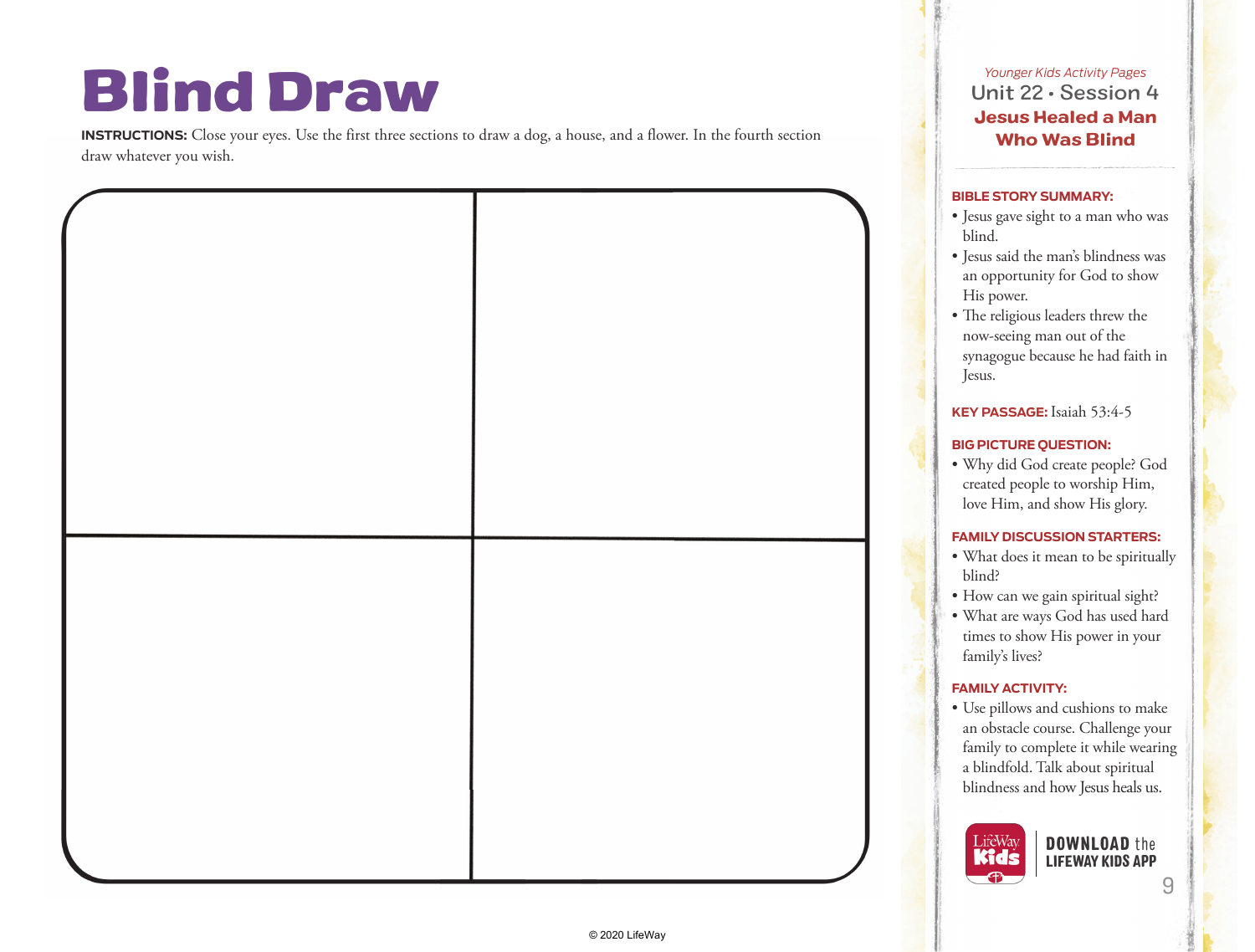# Blind Draw

**INSTRUCTIONS:** Close your eyes. Use the first three sections to draw a dog, a house, and a flower. In the fourth section draw whatever you wish.

*Younger Kids Activity Pages*

## Unit 22 • Session 4

## Jesus Healed a Man Who Was Blind

**BIBLE STORY SUMMARY:**

- Jesus gave sight to a man who was blind.
- Jesus said the man's blindness was an opportunity for God to show His power.
- The religious leaders threw the now-seeing man out of the synagogue because he had faith in Jesus.

**KEY PASSAGE:** Isaiah 53:4-5

**BIG PICTURE QUESTION:**

- Why did God create people? God created people to worship Him, love Him, and show His glory.

**FAMILY DISCUSSION STARTERS:**

- What does it mean to be spiritually blind?
- How can we gain spiritual sight?
- What are ways God has used hard times to show His power in your family's lives?

**FAMILY ACTIVITY:**

- Use pillows and cushions to make an obstacle course. Challenge your family to complete it while wearing a blindfold. Talk about spiritual blindness and how Jesus heals us.

LifeWay Kids

**DOWNLOAD** the **LIFEWAY KIDS APP**

© 2020 LifeWay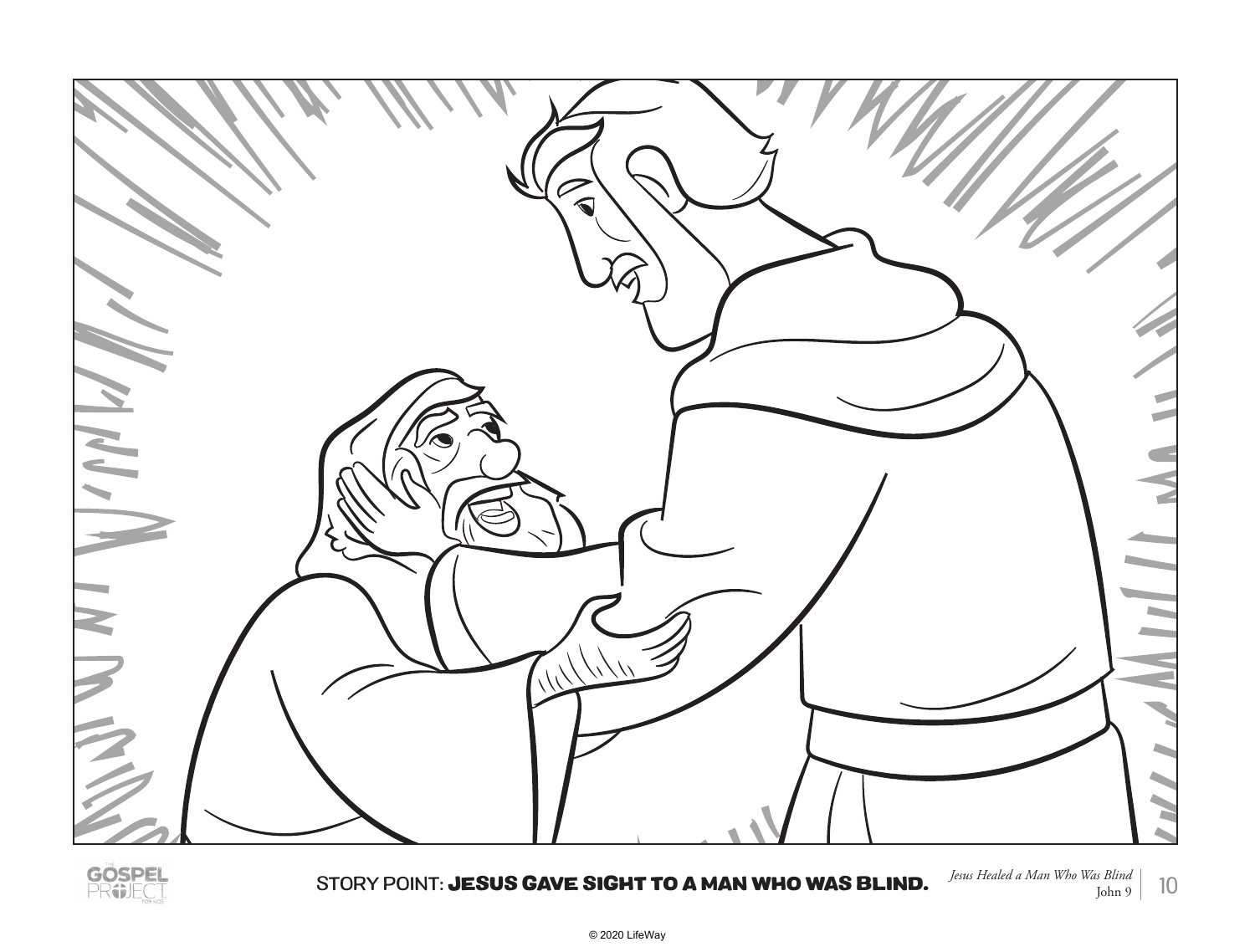STORY POINT: **JESUS GAVE SIGHT TO A MAN WHO WAS BLIND.**

*Jesus Healed a Man Who Was Blind*
John 9

© 2020 LifeWay